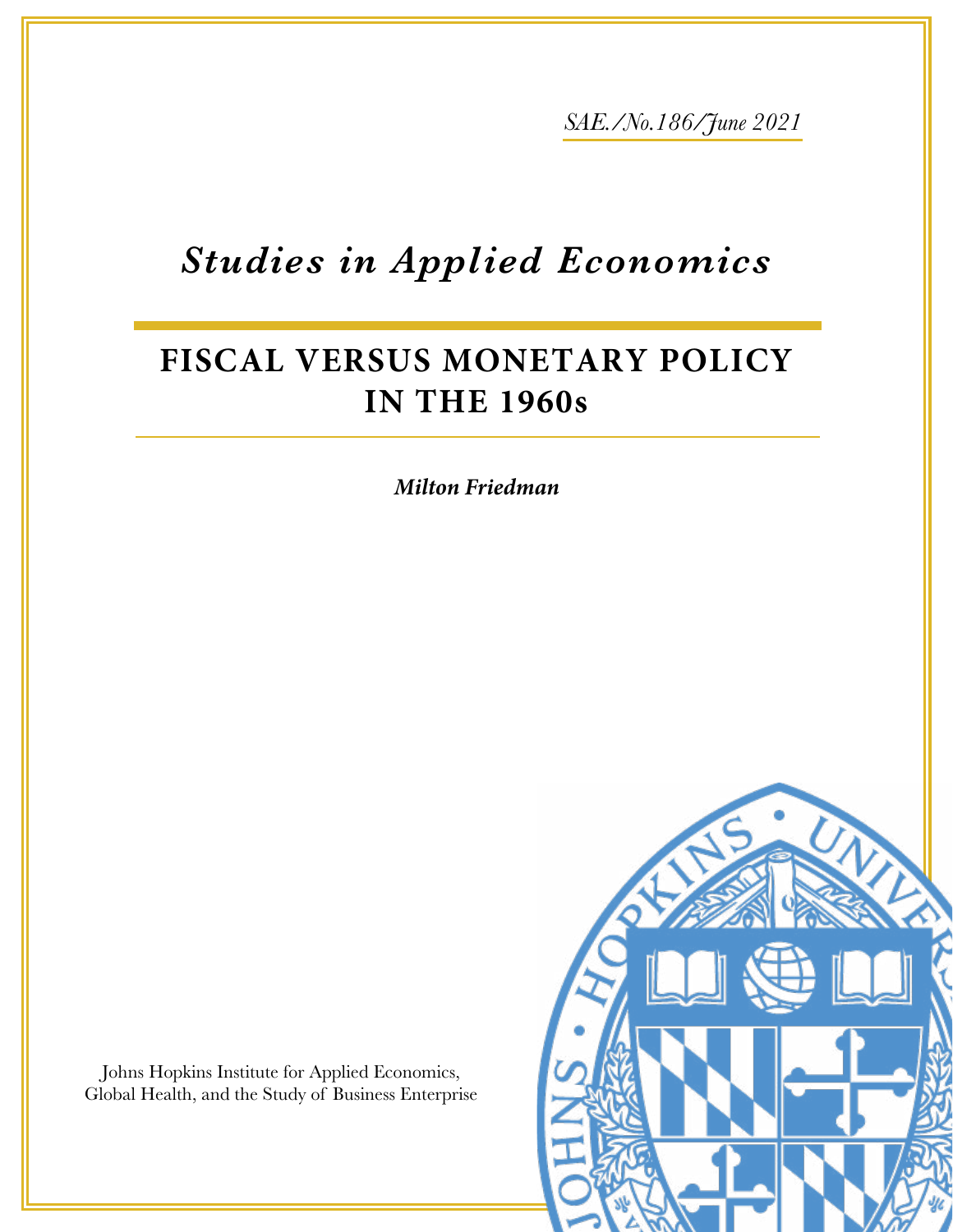*SAE./No.186/June 2021*

# *Studies in Applied Economics*

## FISCAL VERSUS MONETARY POLICY IN THE 1960s

***Milton Friedman***

Johns Hopkins Institute for Applied Economics, Global Health, and the Study of Business Enterprise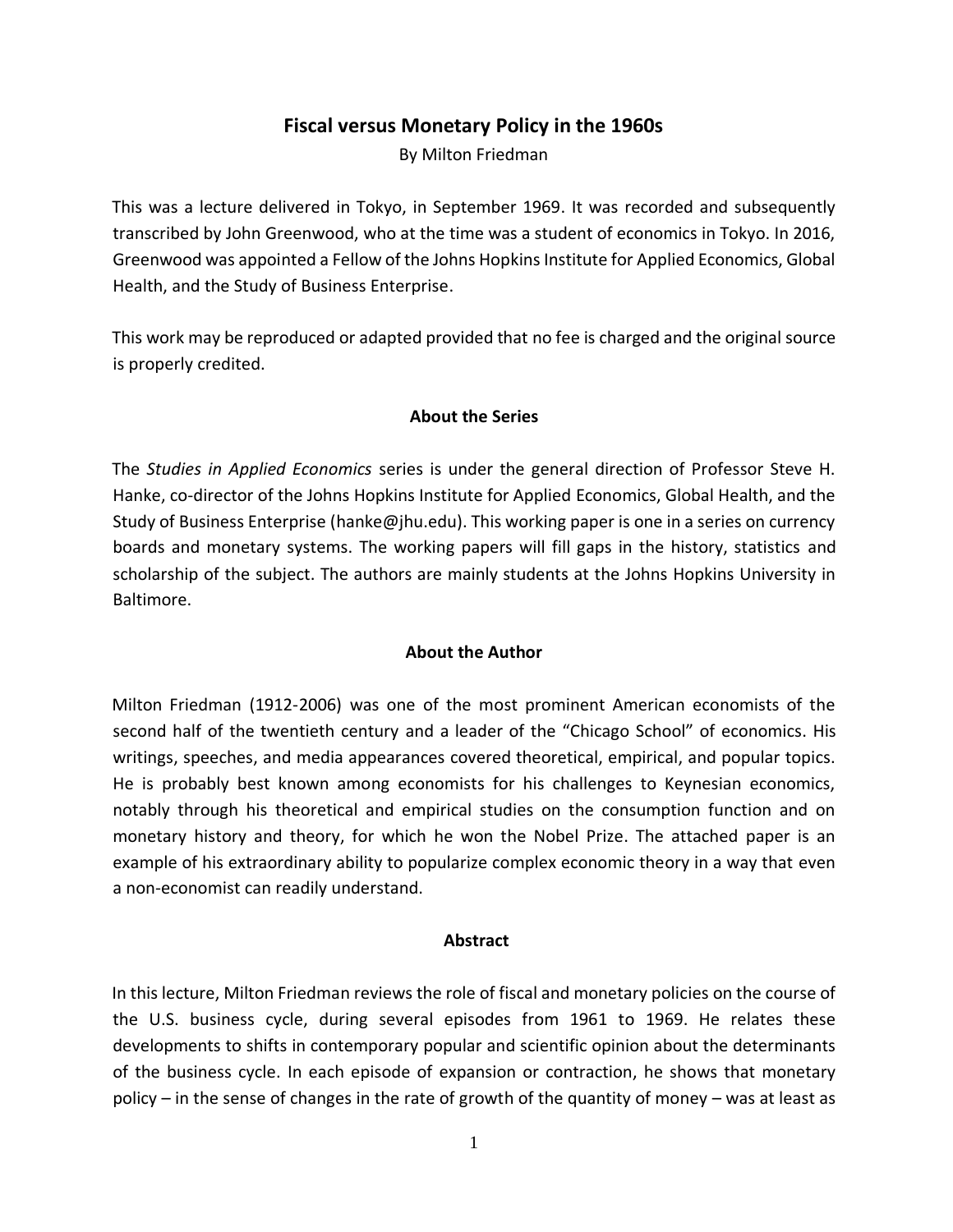# Fiscal versus Monetary Policy in the 1960s

By Milton Friedman

This was a lecture delivered in Tokyo, in September 1969. It was recorded and subsequently transcribed by John Greenwood, who at the time was a student of economics in Tokyo. In 2016, Greenwood was appointed a Fellow of the Johns Hopkins Institute for Applied Economics, Global Health, and the Study of Business Enterprise.

This work may be reproduced or adapted provided that no fee is charged and the original source is properly credited.

## About the Series

The *Studies in Applied Economics* series is under the general direction of Professor Steve H. Hanke, co-director of the Johns Hopkins Institute for Applied Economics, Global Health, and the Study of Business Enterprise (hanke@jhu.edu). This working paper is one in a series on currency boards and monetary systems. The working papers will fill gaps in the history, statistics and scholarship of the subject. The authors are mainly students at the Johns Hopkins University in Baltimore.

## About the Author

Milton Friedman (1912-2006) was one of the most prominent American economists of the second half of the twentieth century and a leader of the "Chicago School" of economics. His writings, speeches, and media appearances covered theoretical, empirical, and popular topics. He is probably best known among economists for his challenges to Keynesian economics, notably through his theoretical and empirical studies on the consumption function and on monetary history and theory, for which he won the Nobel Prize. The attached paper is an example of his extraordinary ability to popularize complex economic theory in a way that even a non-economist can readily understand.

## Abstract

In this lecture, Milton Friedman reviews the role of fiscal and monetary policies on the course of the U.S. business cycle, during several episodes from 1961 to 1969. He relates these developments to shifts in contemporary popular and scientific opinion about the determinants of the business cycle. In each episode of expansion or contraction, he shows that monetary policy – in the sense of changes in the rate of growth of the quantity of money – was at least as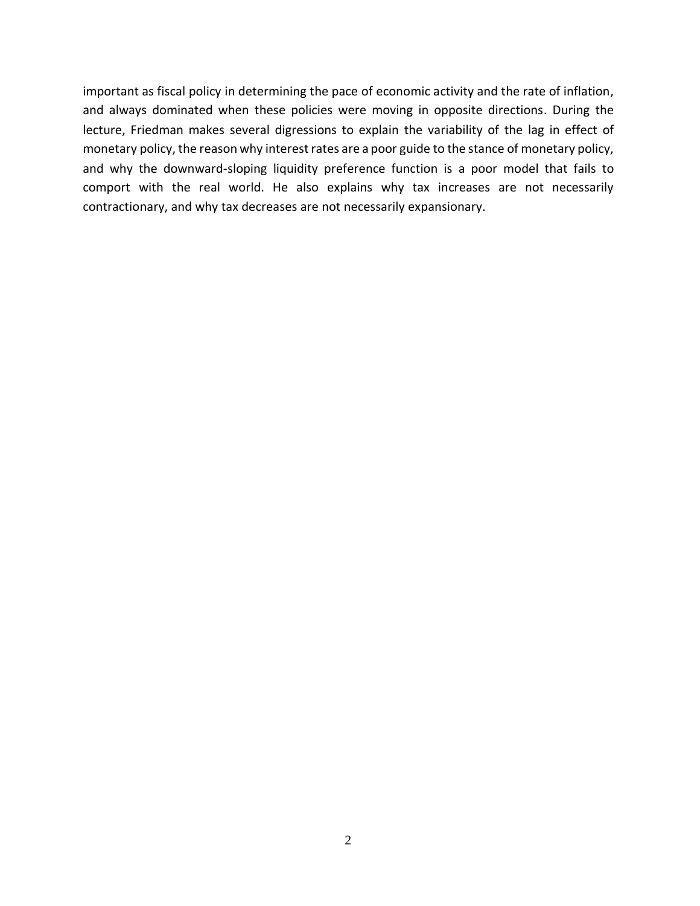important as fiscal policy in determining the pace of economic activity and the rate of inflation, and always dominated when these policies were moving in opposite directions. During the lecture, Friedman makes several digressions to explain the variability of the lag in effect of monetary policy, the reason why interest rates are a poor guide to the stance of monetary policy, and why the downward-sloping liquidity preference function is a poor model that fails to comport with the real world. He also explains why tax increases are not necessarily contractionary, and why tax decreases are not necessarily expansionary.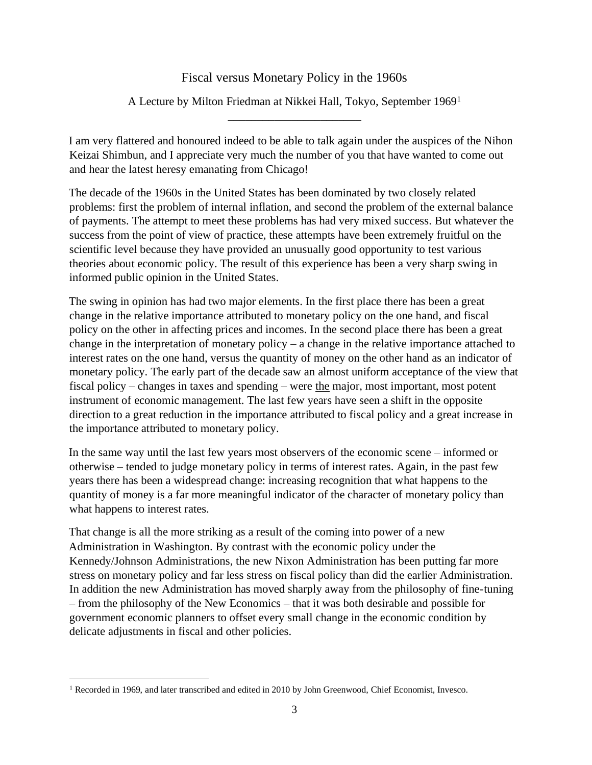# Fiscal versus Monetary Policy in the 1960s

A Lecture by Milton Friedman at Nikkei Hall, Tokyo, September 1969[1]

---

I am very flattered and honoured indeed to be able to talk again under the auspices of the Nihon Keizai Shimbun, and I appreciate very much the number of you that have wanted to come out and hear the latest heresy emanating from Chicago!

The decade of the 1960s in the United States has been dominated by two closely related problems: first the problem of internal inflation, and second the problem of the external balance of payments. The attempt to meet these problems has had very mixed success. But whatever the success from the point of view of practice, these attempts have been extremely fruitful on the scientific level because they have provided an unusually good opportunity to test various theories about economic policy. The result of this experience has been a very sharp swing in informed public opinion in the United States.

The swing in opinion has had two major elements. In the first place there has been a great change in the relative importance attributed to monetary policy on the one hand, and fiscal policy on the other in affecting prices and incomes. In the second place there has been a great change in the interpretation of monetary policy – a change in the relative importance attached to interest rates on the one hand, versus the quantity of money on the other hand as an indicator of monetary policy. The early part of the decade saw an almost uniform acceptance of the view that fiscal policy – changes in taxes and spending – were the major, most important, most potent instrument of economic management. The last few years have seen a shift in the opposite direction to a great reduction in the importance attributed to fiscal policy and a great increase in the importance attributed to monetary policy.

In the same way until the last few years most observers of the economic scene – informed or otherwise – tended to judge monetary policy in terms of interest rates. Again, in the past few years there has been a widespread change: increasing recognition that what happens to the quantity of money is a far more meaningful indicator of the character of monetary policy than what happens to interest rates.

That change is all the more striking as a result of the coming into power of a new Administration in Washington. By contrast with the economic policy under the Kennedy/Johnson Administrations, the new Nixon Administration has been putting far more stress on monetary policy and far less stress on fiscal policy than did the earlier Administration. In addition the new Administration has moved sharply away from the philosophy of fine-tuning – from the philosophy of the New Economics – that it was both desirable and possible for government economic planners to offset every small change in the economic condition by delicate adjustments in fiscal and other policies.

---

[1] Recorded in 1969, and later transcribed and edited in 2010 by John Greenwood, Chief Economist, Invesco.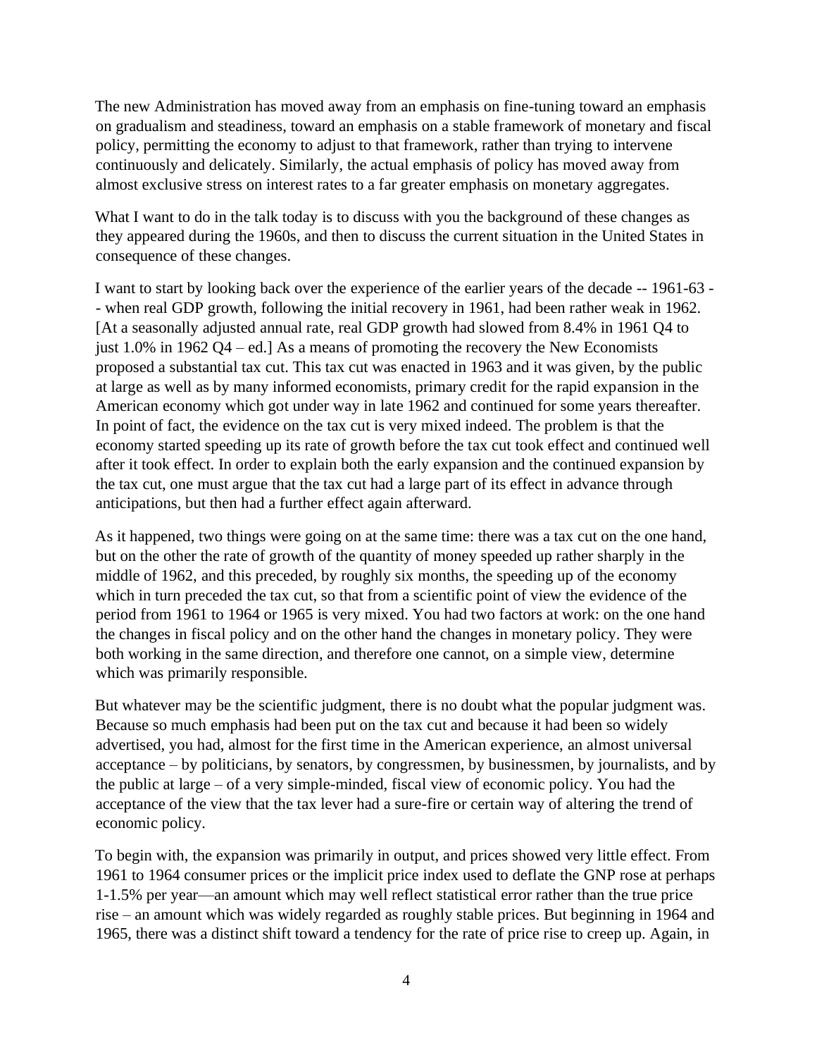The new Administration has moved away from an emphasis on fine-tuning toward an emphasis on gradualism and steadiness, toward an emphasis on a stable framework of monetary and fiscal policy, permitting the economy to adjust to that framework, rather than trying to intervene continuously and delicately. Similarly, the actual emphasis of policy has moved away from almost exclusive stress on interest rates to a far greater emphasis on monetary aggregates.

What I want to do in the talk today is to discuss with you the background of these changes as they appeared during the 1960s, and then to discuss the current situation in the United States in consequence of these changes.

I want to start by looking back over the experience of the earlier years of the decade -- 1961-63 -- when real GDP growth, following the initial recovery in 1961, had been rather weak in 1962. [At a seasonally adjusted annual rate, real GDP growth had slowed from 8.4% in 1961 Q4 to just 1.0% in 1962 Q4 – ed.] As a means of promoting the recovery the New Economists proposed a substantial tax cut. This tax cut was enacted in 1963 and it was given, by the public at large as well as by many informed economists, primary credit for the rapid expansion in the American economy which got under way in late 1962 and continued for some years thereafter. In point of fact, the evidence on the tax cut is very mixed indeed. The problem is that the economy started speeding up its rate of growth before the tax cut took effect and continued well after it took effect. In order to explain both the early expansion and the continued expansion by the tax cut, one must argue that the tax cut had a large part of its effect in advance through anticipations, but then had a further effect again afterward.

As it happened, two things were going on at the same time: there was a tax cut on the one hand, but on the other the rate of growth of the quantity of money speeded up rather sharply in the middle of 1962, and this preceded, by roughly six months, the speeding up of the economy which in turn preceded the tax cut, so that from a scientific point of view the evidence of the period from 1961 to 1964 or 1965 is very mixed. You had two factors at work: on the one hand the changes in fiscal policy and on the other hand the changes in monetary policy. They were both working in the same direction, and therefore one cannot, on a simple view, determine which was primarily responsible.

But whatever may be the scientific judgment, there is no doubt what the popular judgment was. Because so much emphasis had been put on the tax cut and because it had been so widely advertised, you had, almost for the first time in the American experience, an almost universal acceptance – by politicians, by senators, by congressmen, by businessmen, by journalists, and by the public at large – of a very simple-minded, fiscal view of economic policy. You had the acceptance of the view that the tax lever had a sure-fire or certain way of altering the trend of economic policy.

To begin with, the expansion was primarily in output, and prices showed very little effect. From 1961 to 1964 consumer prices or the implicit price index used to deflate the GNP rose at perhaps 1-1.5% per year—an amount which may well reflect statistical error rather than the true price rise – an amount which was widely regarded as roughly stable prices. But beginning in 1964 and 1965, there was a distinct shift toward a tendency for the rate of price rise to creep up. Again, in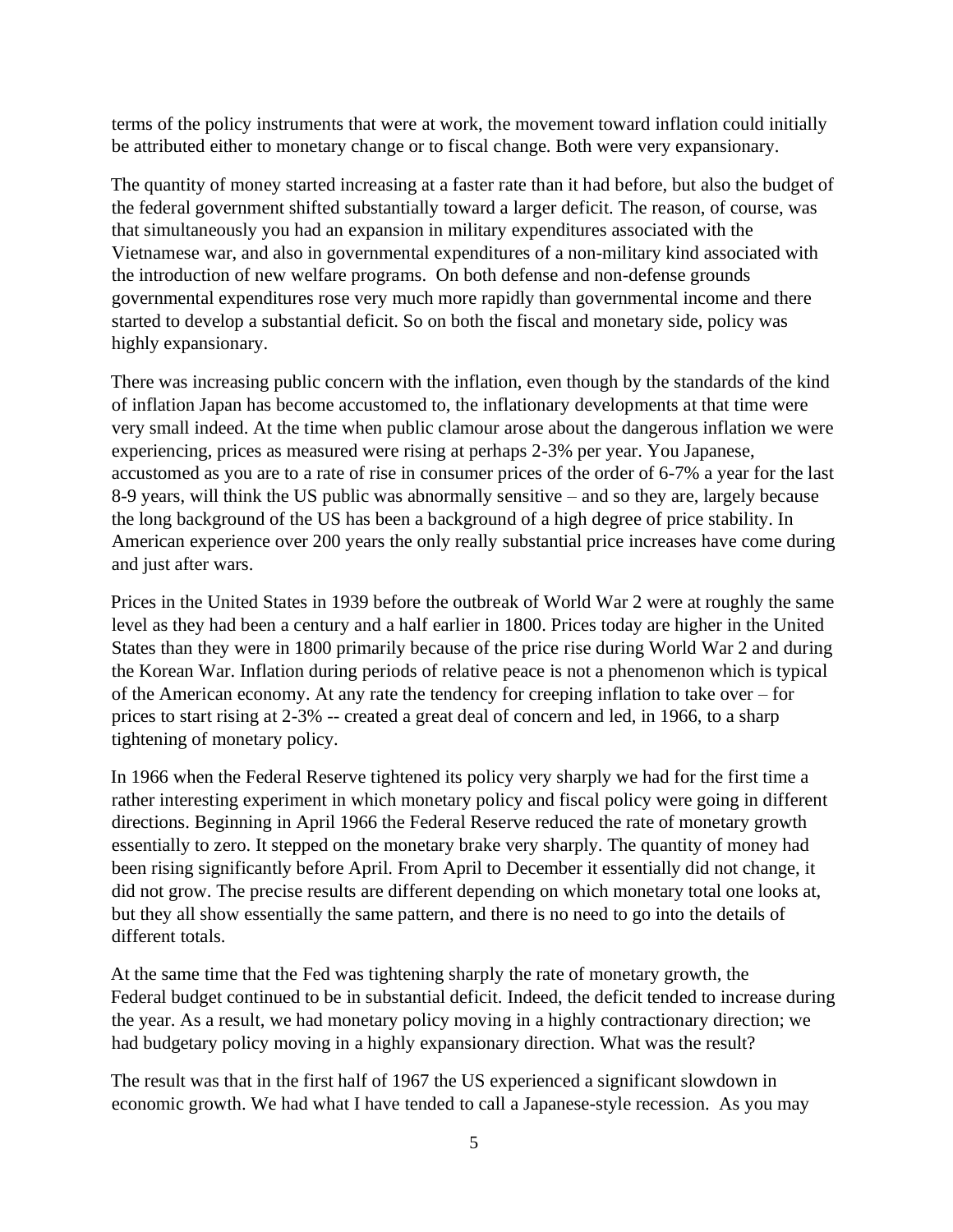terms of the policy instruments that were at work, the movement toward inflation could initially be attributed either to monetary change or to fiscal change. Both were very expansionary.

The quantity of money started increasing at a faster rate than it had before, but also the budget of the federal government shifted substantially toward a larger deficit. The reason, of course, was that simultaneously you had an expansion in military expenditures associated with the Vietnamese war, and also in governmental expenditures of a non-military kind associated with the introduction of new welfare programs. On both defense and non-defense grounds governmental expenditures rose very much more rapidly than governmental income and there started to develop a substantial deficit. So on both the fiscal and monetary side, policy was highly expansionary.

There was increasing public concern with the inflation, even though by the standards of the kind of inflation Japan has become accustomed to, the inflationary developments at that time were very small indeed. At the time when public clamour arose about the dangerous inflation we were experiencing, prices as measured were rising at perhaps 2-3% per year. You Japanese, accustomed as you are to a rate of rise in consumer prices of the order of 6-7% a year for the last 8-9 years, will think the US public was abnormally sensitive – and so they are, largely because the long background of the US has been a background of a high degree of price stability. In American experience over 200 years the only really substantial price increases have come during and just after wars.

Prices in the United States in 1939 before the outbreak of World War 2 were at roughly the same level as they had been a century and a half earlier in 1800. Prices today are higher in the United States than they were in 1800 primarily because of the price rise during World War 2 and during the Korean War. Inflation during periods of relative peace is not a phenomenon which is typical of the American economy. At any rate the tendency for creeping inflation to take over – for prices to start rising at 2-3% -- created a great deal of concern and led, in 1966, to a sharp tightening of monetary policy.

In 1966 when the Federal Reserve tightened its policy very sharply we had for the first time a rather interesting experiment in which monetary policy and fiscal policy were going in different directions. Beginning in April 1966 the Federal Reserve reduced the rate of monetary growth essentially to zero. It stepped on the monetary brake very sharply. The quantity of money had been rising significantly before April. From April to December it essentially did not change, it did not grow. The precise results are different depending on which monetary total one looks at, but they all show essentially the same pattern, and there is no need to go into the details of different totals.

At the same time that the Fed was tightening sharply the rate of monetary growth, the Federal budget continued to be in substantial deficit. Indeed, the deficit tended to increase during the year. As a result, we had monetary policy moving in a highly contractionary direction; we had budgetary policy moving in a highly expansionary direction. What was the result?

The result was that in the first half of 1967 the US experienced a significant slowdown in economic growth. We had what I have tended to call a Japanese-style recession. As you may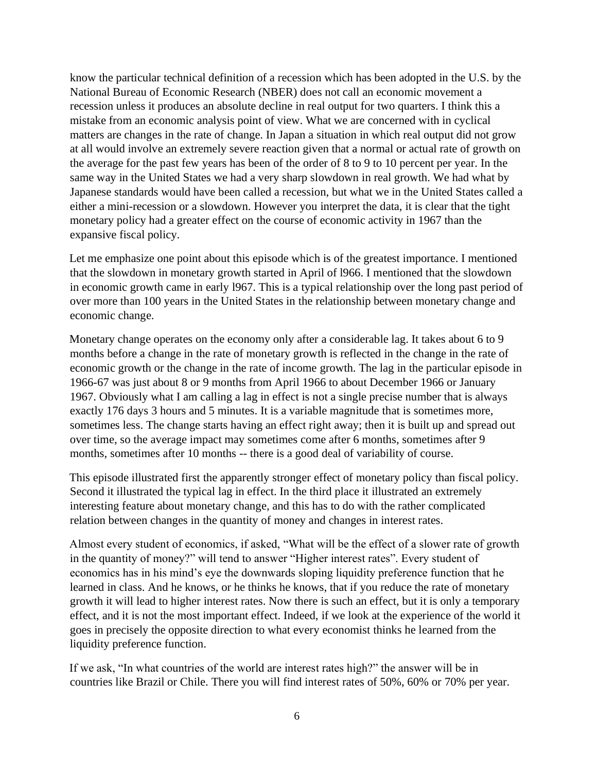know the particular technical definition of a recession which has been adopted in the U.S. by the National Bureau of Economic Research (NBER) does not call an economic movement a recession unless it produces an absolute decline in real output for two quarters. I think this a mistake from an economic analysis point of view. What we are concerned with in cyclical matters are changes in the rate of change. In Japan a situation in which real output did not grow at all would involve an extremely severe reaction given that a normal or actual rate of growth on the average for the past few years has been of the order of 8 to 9 to 10 percent per year. In the same way in the United States we had a very sharp slowdown in real growth. We had what by Japanese standards would have been called a recession, but what we in the United States called a either a mini-recession or a slowdown. However you interpret the data, it is clear that the tight monetary policy had a greater effect on the course of economic activity in 1967 than the expansive fiscal policy.

Let me emphasize one point about this episode which is of the greatest importance. I mentioned that the slowdown in monetary growth started in April of l966. I mentioned that the slowdown in economic growth came in early l967. This is a typical relationship over the long past period of over more than 100 years in the United States in the relationship between monetary change and economic change.

Monetary change operates on the economy only after a considerable lag. It takes about 6 to 9 months before a change in the rate of monetary growth is reflected in the change in the rate of economic growth or the change in the rate of income growth. The lag in the particular episode in 1966-67 was just about 8 or 9 months from April 1966 to about December 1966 or January 1967. Obviously what I am calling a lag in effect is not a single precise number that is always exactly 176 days 3 hours and 5 minutes. It is a variable magnitude that is sometimes more, sometimes less. The change starts having an effect right away; then it is built up and spread out over time, so the average impact may sometimes come after 6 months, sometimes after 9 months, sometimes after 10 months -- there is a good deal of variability of course.

This episode illustrated first the apparently stronger effect of monetary policy than fiscal policy. Second it illustrated the typical lag in effect. In the third place it illustrated an extremely interesting feature about monetary change, and this has to do with the rather complicated relation between changes in the quantity of money and changes in interest rates.

Almost every student of economics, if asked, "What will be the effect of a slower rate of growth in the quantity of money?" will tend to answer "Higher interest rates". Every student of economics has in his mind's eye the downwards sloping liquidity preference function that he learned in class. And he knows, or he thinks he knows, that if you reduce the rate of monetary growth it will lead to higher interest rates. Now there is such an effect, but it is only a temporary effect, and it is not the most important effect. Indeed, if we look at the experience of the world it goes in precisely the opposite direction to what every economist thinks he learned from the liquidity preference function.

If we ask, "In what countries of the world are interest rates high?" the answer will be in countries like Brazil or Chile. There you will find interest rates of 50%, 60% or 70% per year.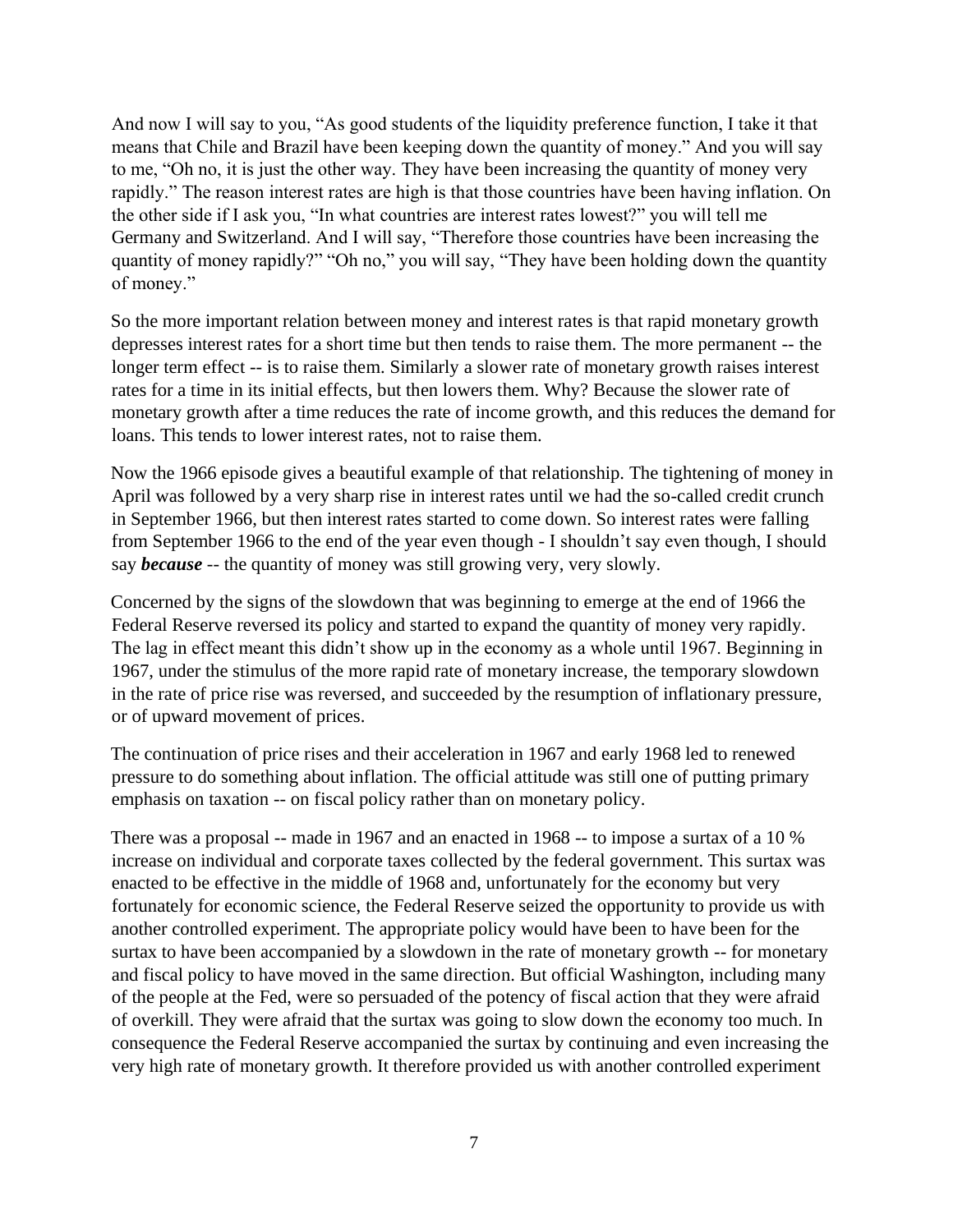And now I will say to you, "As good students of the liquidity preference function, I take it that means that Chile and Brazil have been keeping down the quantity of money." And you will say to me, "Oh no, it is just the other way. They have been increasing the quantity of money very rapidly." The reason interest rates are high is that those countries have been having inflation. On the other side if I ask you, "In what countries are interest rates lowest?" you will tell me Germany and Switzerland. And I will say, "Therefore those countries have been increasing the quantity of money rapidly?" "Oh no," you will say, "They have been holding down the quantity of money."

So the more important relation between money and interest rates is that rapid monetary growth depresses interest rates for a short time but then tends to raise them. The more permanent -- the longer term effect -- is to raise them. Similarly a slower rate of monetary growth raises interest rates for a time in its initial effects, but then lowers them. Why? Because the slower rate of monetary growth after a time reduces the rate of income growth, and this reduces the demand for loans. This tends to lower interest rates, not to raise them.

Now the 1966 episode gives a beautiful example of that relationship. The tightening of money in April was followed by a very sharp rise in interest rates until we had the so-called credit crunch in September 1966, but then interest rates started to come down. So interest rates were falling from September 1966 to the end of the year even though - I shouldn't say even though, I should say ***because*** -- the quantity of money was still growing very, very slowly.

Concerned by the signs of the slowdown that was beginning to emerge at the end of 1966 the Federal Reserve reversed its policy and started to expand the quantity of money very rapidly. The lag in effect meant this didn't show up in the economy as a whole until 1967. Beginning in 1967, under the stimulus of the more rapid rate of monetary increase, the temporary slowdown in the rate of price rise was reversed, and succeeded by the resumption of inflationary pressure, or of upward movement of prices.

The continuation of price rises and their acceleration in 1967 and early 1968 led to renewed pressure to do something about inflation. The official attitude was still one of putting primary emphasis on taxation -- on fiscal policy rather than on monetary policy.

There was a proposal -- made in 1967 and an enacted in 1968 -- to impose a surtax of a 10 % increase on individual and corporate taxes collected by the federal government. This surtax was enacted to be effective in the middle of 1968 and, unfortunately for the economy but very fortunately for economic science, the Federal Reserve seized the opportunity to provide us with another controlled experiment. The appropriate policy would have been to have been for the surtax to have been accompanied by a slowdown in the rate of monetary growth -- for monetary and fiscal policy to have moved in the same direction. But official Washington, including many of the people at the Fed, were so persuaded of the potency of fiscal action that they were afraid of overkill. They were afraid that the surtax was going to slow down the economy too much. In consequence the Federal Reserve accompanied the surtax by continuing and even increasing the very high rate of monetary growth. It therefore provided us with another controlled experiment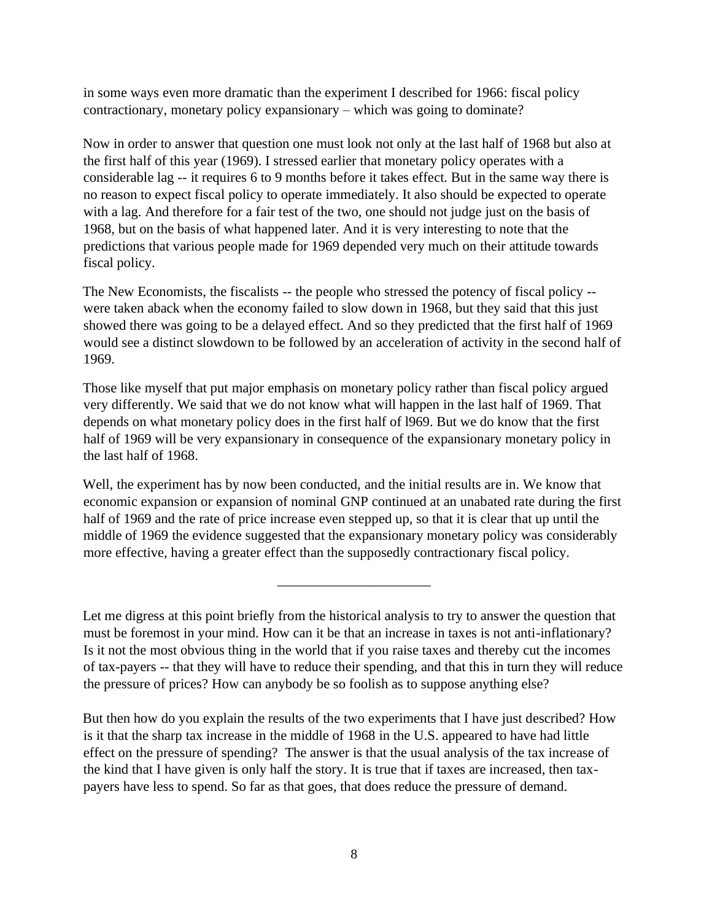in some ways even more dramatic than the experiment I described for 1966: fiscal policy contractionary, monetary policy expansionary – which was going to dominate?

Now in order to answer that question one must look not only at the last half of 1968 but also at the first half of this year (1969). I stressed earlier that monetary policy operates with a considerable lag -- it requires 6 to 9 months before it takes effect. But in the same way there is no reason to expect fiscal policy to operate immediately. It also should be expected to operate with a lag. And therefore for a fair test of the two, one should not judge just on the basis of 1968, but on the basis of what happened later. And it is very interesting to note that the predictions that various people made for 1969 depended very much on their attitude towards fiscal policy.

The New Economists, the fiscalists -- the people who stressed the potency of fiscal policy -- were taken aback when the economy failed to slow down in 1968, but they said that this just showed there was going to be a delayed effect. And so they predicted that the first half of 1969 would see a distinct slowdown to be followed by an acceleration of activity in the second half of 1969.

Those like myself that put major emphasis on monetary policy rather than fiscal policy argued very differently. We said that we do not know what will happen in the last half of 1969. That depends on what monetary policy does in the first half of l969. But we do know that the first half of 1969 will be very expansionary in consequence of the expansionary monetary policy in the last half of 1968.

Well, the experiment has by now been conducted, and the initial results are in. We know that economic expansion or expansion of nominal GNP continued at an unabated rate during the first half of 1969 and the rate of price increase even stepped up, so that it is clear that up until the middle of 1969 the evidence suggested that the expansionary monetary policy was considerably more effective, having a greater effect than the supposedly contractionary fiscal policy.

---

Let me digress at this point briefly from the historical analysis to try to answer the question that must be foremost in your mind. How can it be that an increase in taxes is not anti-inflationary? Is it not the most obvious thing in the world that if you raise taxes and thereby cut the incomes of tax-payers -- that they will have to reduce their spending, and that this in turn they will reduce the pressure of prices? How can anybody be so foolish as to suppose anything else?

But then how do you explain the results of the two experiments that I have just described? How is it that the sharp tax increase in the middle of 1968 in the U.S. appeared to have had little effect on the pressure of spending? The answer is that the usual analysis of the tax increase of the kind that I have given is only half the story. It is true that if taxes are increased, then tax-payers have less to spend. So far as that goes, that does reduce the pressure of demand.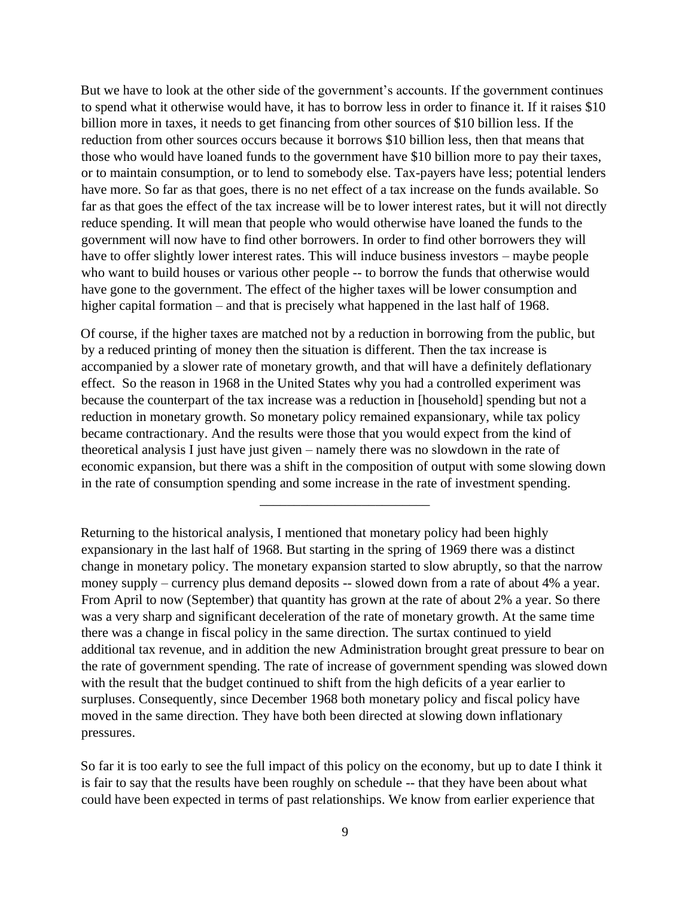But we have to look at the other side of the government's accounts. If the government continues to spend what it otherwise would have, it has to borrow less in order to finance it. If it raises $10 billion more in taxes, it needs to get financing from other sources of $10 billion less. If the reduction from other sources occurs because it borrows $10 billion less, then that means that those who would have loaned funds to the government have $10 billion more to pay their taxes, or to maintain consumption, or to lend to somebody else. Tax-payers have less; potential lenders have more. So far as that goes, there is no net effect of a tax increase on the funds available. So far as that goes the effect of the tax increase will be to lower interest rates, but it will not directly reduce spending. It will mean that people who would otherwise have loaned the funds to the government will now have to find other borrowers. In order to find other borrowers they will have to offer slightly lower interest rates. This will induce business investors – maybe people who want to build houses or various other people -- to borrow the funds that otherwise would have gone to the government. The effect of the higher taxes will be lower consumption and higher capital formation – and that is precisely what happened in the last half of 1968.

Of course, if the higher taxes are matched not by a reduction in borrowing from the public, but by a reduced printing of money then the situation is different. Then the tax increase is accompanied by a slower rate of monetary growth, and that will have a definitely deflationary effect. So the reason in 1968 in the United States why you had a controlled experiment was because the counterpart of the tax increase was a reduction in [household] spending but not a reduction in monetary growth. So monetary policy remained expansionary, while tax policy became contractionary. And the results were those that you would expect from the kind of theoretical analysis I just have just given – namely there was no slowdown in the rate of economic expansion, but there was a shift in the composition of output with some slowing down in the rate of consumption spending and some increase in the rate of investment spending.

---

Returning to the historical analysis, I mentioned that monetary policy had been highly expansionary in the last half of 1968. But starting in the spring of 1969 there was a distinct change in monetary policy. The monetary expansion started to slow abruptly, so that the narrow money supply – currency plus demand deposits -- slowed down from a rate of about 4% a year. From April to now (September) that quantity has grown at the rate of about 2% a year. So there was a very sharp and significant deceleration of the rate of monetary growth. At the same time there was a change in fiscal policy in the same direction. The surtax continued to yield additional tax revenue, and in addition the new Administration brought great pressure to bear on the rate of government spending. The rate of increase of government spending was slowed down with the result that the budget continued to shift from the high deficits of a year earlier to surpluses. Consequently, since December 1968 both monetary policy and fiscal policy have moved in the same direction. They have both been directed at slowing down inflationary pressures.

So far it is too early to see the full impact of this policy on the economy, but up to date I think it is fair to say that the results have been roughly on schedule -- that they have been about what could have been expected in terms of past relationships. We know from earlier experience that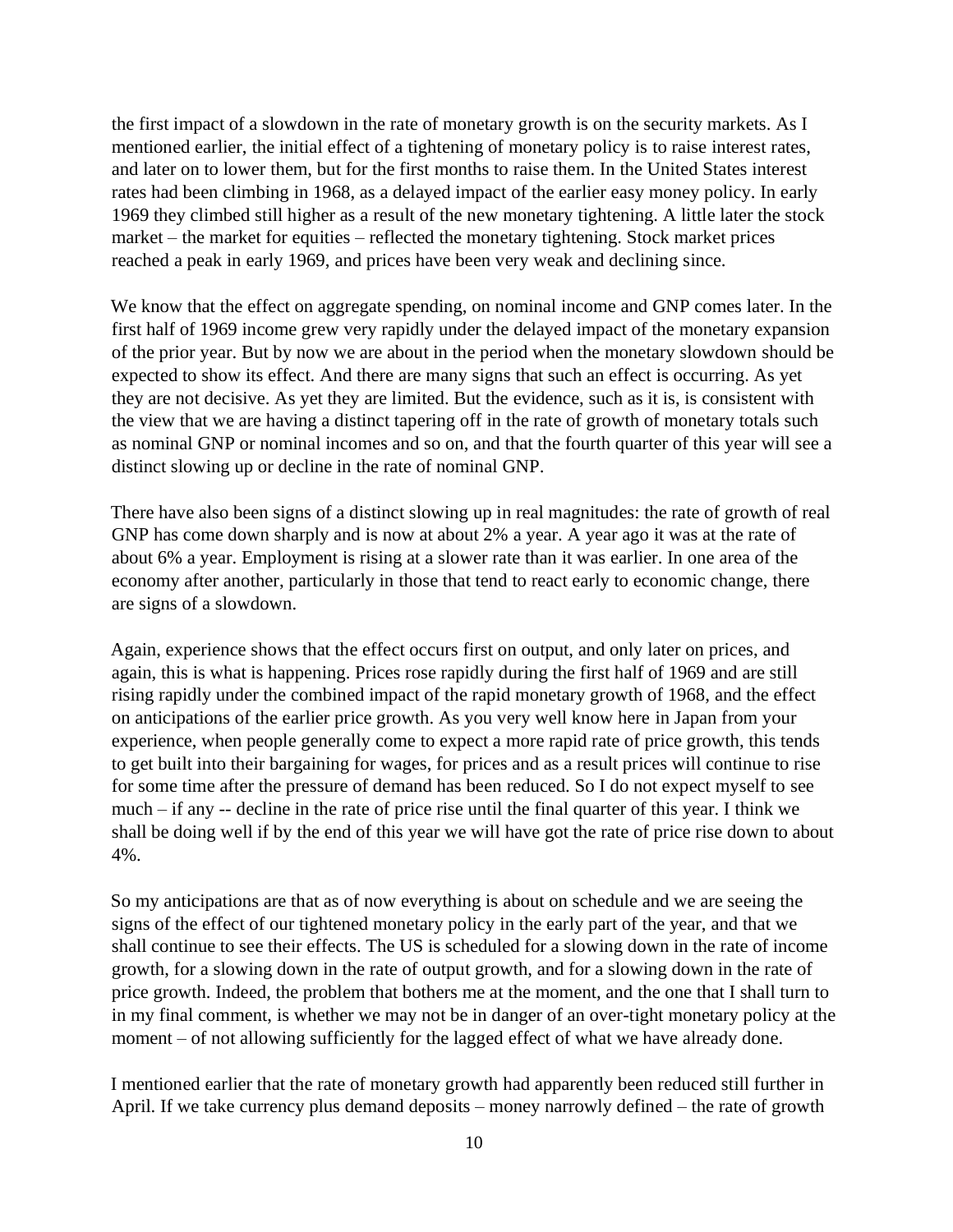the first impact of a slowdown in the rate of monetary growth is on the security markets. As I mentioned earlier, the initial effect of a tightening of monetary policy is to raise interest rates, and later on to lower them, but for the first months to raise them. In the United States interest rates had been climbing in 1968, as a delayed impact of the earlier easy money policy. In early 1969 they climbed still higher as a result of the new monetary tightening. A little later the stock market – the market for equities – reflected the monetary tightening. Stock market prices reached a peak in early 1969, and prices have been very weak and declining since.

We know that the effect on aggregate spending, on nominal income and GNP comes later. In the first half of 1969 income grew very rapidly under the delayed impact of the monetary expansion of the prior year. But by now we are about in the period when the monetary slowdown should be expected to show its effect. And there are many signs that such an effect is occurring. As yet they are not decisive. As yet they are limited. But the evidence, such as it is, is consistent with the view that we are having a distinct tapering off in the rate of growth of monetary totals such as nominal GNP or nominal incomes and so on, and that the fourth quarter of this year will see a distinct slowing up or decline in the rate of nominal GNP.

There have also been signs of a distinct slowing up in real magnitudes: the rate of growth of real GNP has come down sharply and is now at about 2% a year. A year ago it was at the rate of about 6% a year. Employment is rising at a slower rate than it was earlier. In one area of the economy after another, particularly in those that tend to react early to economic change, there are signs of a slowdown.

Again, experience shows that the effect occurs first on output, and only later on prices, and again, this is what is happening. Prices rose rapidly during the first half of 1969 and are still rising rapidly under the combined impact of the rapid monetary growth of 1968, and the effect on anticipations of the earlier price growth. As you very well know here in Japan from your experience, when people generally come to expect a more rapid rate of price growth, this tends to get built into their bargaining for wages, for prices and as a result prices will continue to rise for some time after the pressure of demand has been reduced. So I do not expect myself to see much – if any -- decline in the rate of price rise until the final quarter of this year. I think we shall be doing well if by the end of this year we will have got the rate of price rise down to about 4%.

So my anticipations are that as of now everything is about on schedule and we are seeing the signs of the effect of our tightened monetary policy in the early part of the year, and that we shall continue to see their effects. The US is scheduled for a slowing down in the rate of income growth, for a slowing down in the rate of output growth, and for a slowing down in the rate of price growth. Indeed, the problem that bothers me at the moment, and the one that I shall turn to in my final comment, is whether we may not be in danger of an over-tight monetary policy at the moment – of not allowing sufficiently for the lagged effect of what we have already done.

I mentioned earlier that the rate of monetary growth had apparently been reduced still further in April. If we take currency plus demand deposits – money narrowly defined – the rate of growth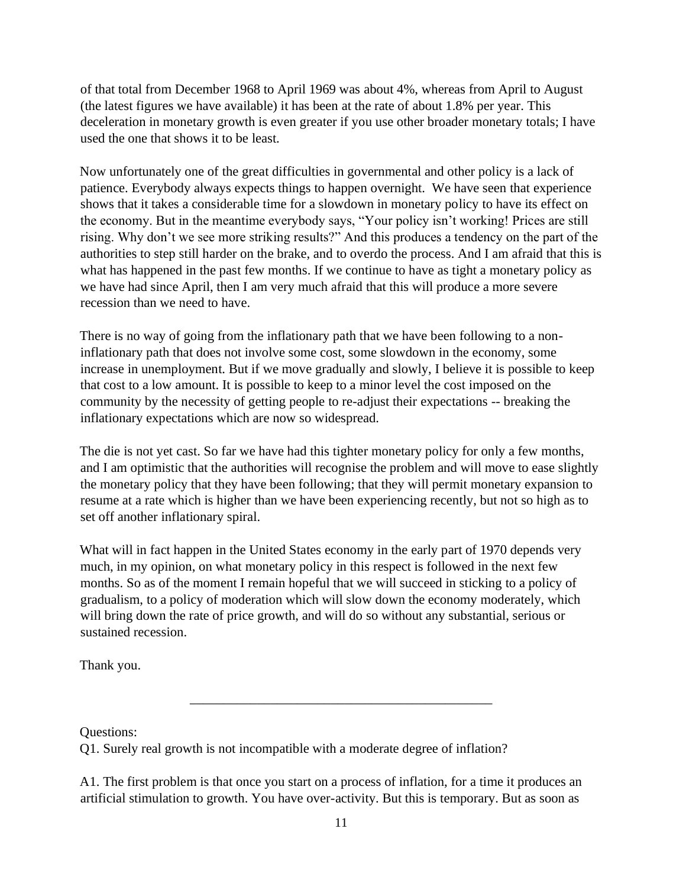of that total from December 1968 to April 1969 was about 4%, whereas from April to August (the latest figures we have available) it has been at the rate of about 1.8% per year. This deceleration in monetary growth is even greater if you use other broader monetary totals; I have used the one that shows it to be least.

Now unfortunately one of the great difficulties in governmental and other policy is a lack of patience. Everybody always expects things to happen overnight. We have seen that experience shows that it takes a considerable time for a slowdown in monetary policy to have its effect on the economy. But in the meantime everybody says, "Your policy isn't working! Prices are still rising. Why don't we see more striking results?" And this produces a tendency on the part of the authorities to step still harder on the brake, and to overdo the process. And I am afraid that this is what has happened in the past few months. If we continue to have as tight a monetary policy as we have had since April, then I am very much afraid that this will produce a more severe recession than we need to have.

There is no way of going from the inflationary path that we have been following to a non-inflationary path that does not involve some cost, some slowdown in the economy, some increase in unemployment. But if we move gradually and slowly, I believe it is possible to keep that cost to a low amount. It is possible to keep to a minor level the cost imposed on the community by the necessity of getting people to re-adjust their expectations -- breaking the inflationary expectations which are now so widespread.

The die is not yet cast. So far we have had this tighter monetary policy for only a few months, and I am optimistic that the authorities will recognise the problem and will move to ease slightly the monetary policy that they have been following; that they will permit monetary expansion to resume at a rate which is higher than we have been experiencing recently, but not so high as to set off another inflationary spiral.

What will in fact happen in the United States economy in the early part of 1970 depends very much, in my opinion, on what monetary policy in this respect is followed in the next few months. So as of the moment I remain hopeful that we will succeed in sticking to a policy of gradualism, to a policy of moderation which will slow down the economy moderately, which will bring down the rate of price growth, and will do so without any substantial, serious or sustained recession.

Thank you.

---

Questions:

Q1. Surely real growth is not incompatible with a moderate degree of inflation?

A1. The first problem is that once you start on a process of inflation, for a time it produces an artificial stimulation to growth. You have over-activity. But this is temporary. But as soon as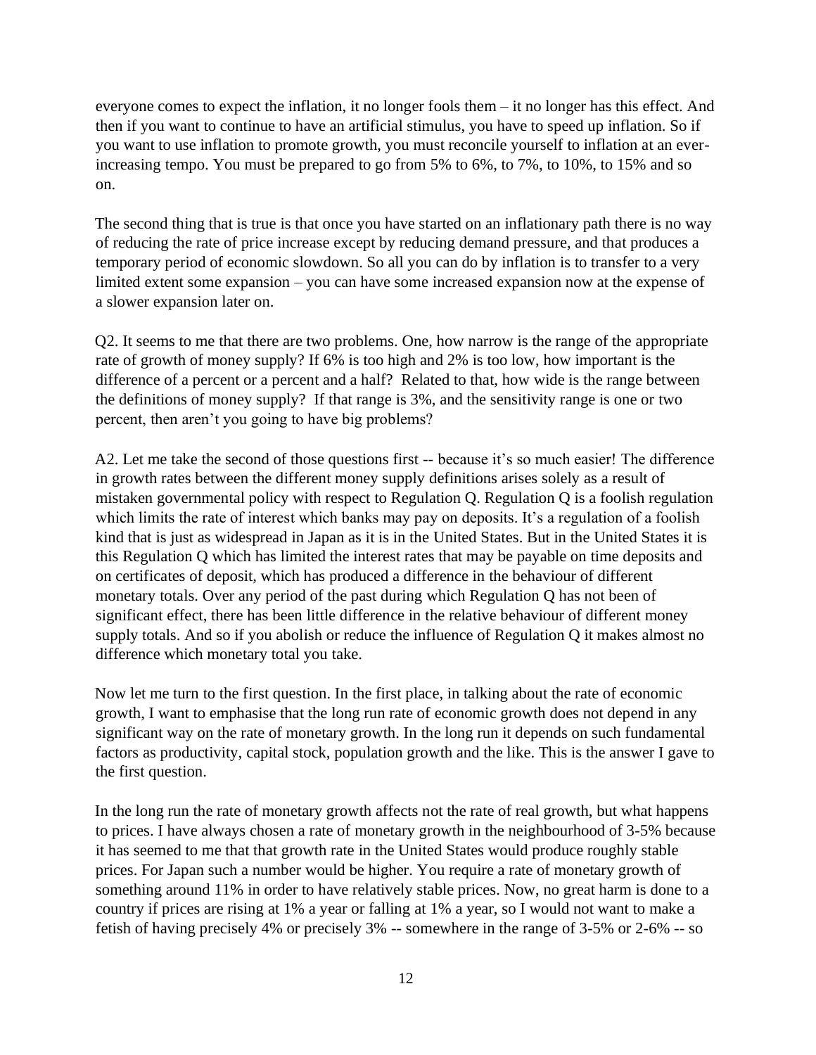everyone comes to expect the inflation, it no longer fools them – it no longer has this effect. And then if you want to continue to have an artificial stimulus, you have to speed up inflation. So if you want to use inflation to promote growth, you must reconcile yourself to inflation at an ever-increasing tempo. You must be prepared to go from 5% to 6%, to 7%, to 10%, to 15% and so on.

The second thing that is true is that once you have started on an inflationary path there is no way of reducing the rate of price increase except by reducing demand pressure, and that produces a temporary period of economic slowdown. So all you can do by inflation is to transfer to a very limited extent some expansion – you can have some increased expansion now at the expense of a slower expansion later on.

Q2. It seems to me that there are two problems. One, how narrow is the range of the appropriate rate of growth of money supply? If 6% is too high and 2% is too low, how important is the difference of a percent or a percent and a half? Related to that, how wide is the range between the definitions of money supply? If that range is 3%, and the sensitivity range is one or two percent, then aren't you going to have big problems?

A2. Let me take the second of those questions first -- because it's so much easier! The difference in growth rates between the different money supply definitions arises solely as a result of mistaken governmental policy with respect to Regulation Q. Regulation Q is a foolish regulation which limits the rate of interest which banks may pay on deposits. It's a regulation of a foolish kind that is just as widespread in Japan as it is in the United States. But in the United States it is this Regulation Q which has limited the interest rates that may be payable on time deposits and on certificates of deposit, which has produced a difference in the behaviour of different monetary totals. Over any period of the past during which Regulation Q has not been of significant effect, there has been little difference in the relative behaviour of different money supply totals. And so if you abolish or reduce the influence of Regulation Q it makes almost no difference which monetary total you take.

Now let me turn to the first question. In the first place, in talking about the rate of economic growth, I want to emphasise that the long run rate of economic growth does not depend in any significant way on the rate of monetary growth. In the long run it depends on such fundamental factors as productivity, capital stock, population growth and the like. This is the answer I gave to the first question.

In the long run the rate of monetary growth affects not the rate of real growth, but what happens to prices. I have always chosen a rate of monetary growth in the neighbourhood of 3-5% because it has seemed to me that that growth rate in the United States would produce roughly stable prices. For Japan such a number would be higher. You require a rate of monetary growth of something around 11% in order to have relatively stable prices. Now, no great harm is done to a country if prices are rising at 1% a year or falling at 1% a year, so I would not want to make a fetish of having precisely 4% or precisely 3% -- somewhere in the range of 3-5% or 2-6% -- so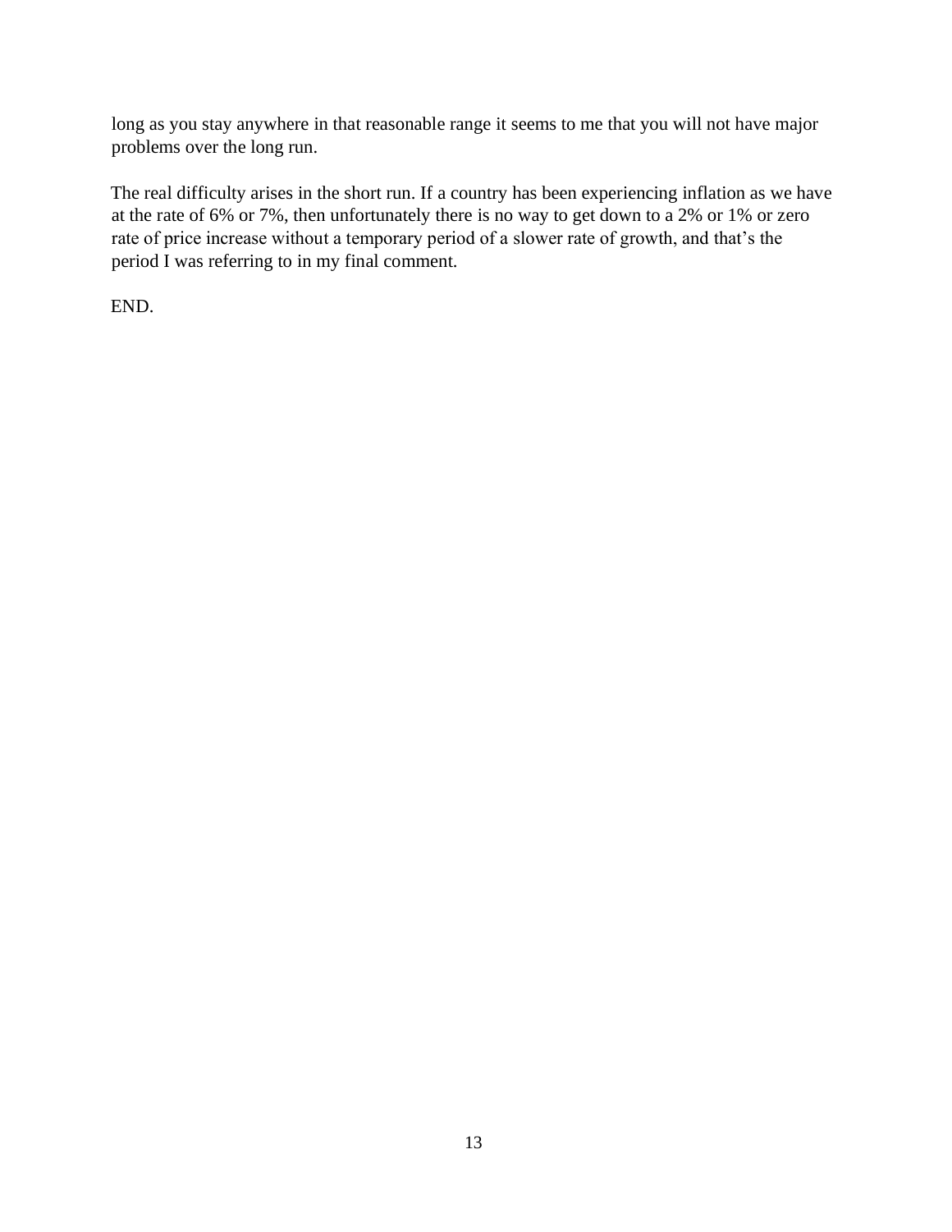long as you stay anywhere in that reasonable range it seems to me that you will not have major problems over the long run.

The real difficulty arises in the short run. If a country has been experiencing inflation as we have at the rate of 6% or 7%, then unfortunately there is no way to get down to a 2% or 1% or zero rate of price increase without a temporary period of a slower rate of growth, and that's the period I was referring to in my final comment.

END.